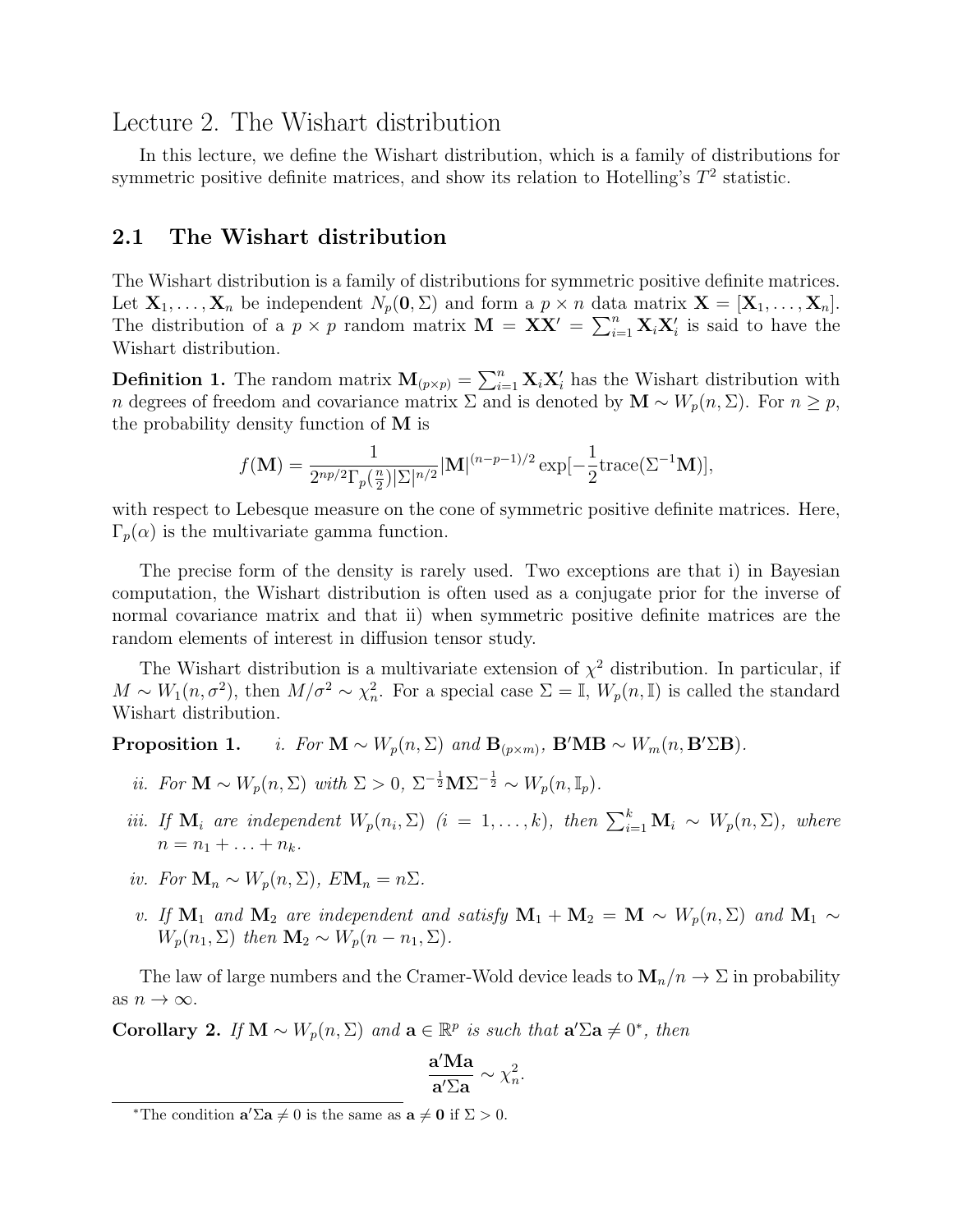# Lecture 2. The Wishart distribution

In this lecture, we define the Wishart distribution, which is a family of distributions for symmetric positive definite matrices, and show its relation to Hotelling's $T^2$ statistic.

## 2.1 The Wishart distribution

The Wishart distribution is a family of distributions for symmetric positive definite matrices. Let $\mathbf{X}_1, \ldots, \mathbf{X}_n$ be independent $N_p(\mathbf{0}, \Sigma)$ and form a $p \times n$ data matrix $\mathbf{X} = [\mathbf{X}_1, \ldots, \mathbf{X}_n]$. The distribution of a $p \times p$ random matrix $\mathbf{M} = \mathbf{X}\mathbf{X}' = \sum_{i=1}^n \mathbf{X}_i \mathbf{X}_i'$ is said to have the Wishart distribution.

**Definition 1.** The random matrix $\mathbf{M}_{(p \times p)} = \sum_{i=1}^n \mathbf{X}_i \mathbf{X}_i'$ has the Wishart distribution with $n$ degrees of freedom and covariance matrix $\Sigma$ and is denoted by $\mathbf{M} \sim W_p(n, \Sigma)$. For $n \geq p$, the probability density function of $\mathbf{M}$ is

$$f(\mathbf{M}) = \frac{1}{2^{np/2}\Gamma_p(\frac{n}{2})|\Sigma|^{n/2}} |\mathbf{M}|^{(n-p-1)/2} \exp[-\frac{1}{2}\text{trace}(\Sigma^{-1}\mathbf{M})],$$

with respect to Lebesque measure on the cone of symmetric positive definite matrices. Here, $\Gamma_p(\alpha)$ is the multivariate gamma function.

The precise form of the density is rarely used. Two exceptions are that i) in Bayesian computation, the Wishart distribution is often used as a conjugate prior for the inverse of normal covariance matrix and that ii) when symmetric positive definite matrices are the random elements of interest in diffusion tensor study.

The Wishart distribution is a multivariate extension of $\chi^2$ distribution. In particular, if $M \sim W_1(n, \sigma^2)$, then $M/\sigma^2 \sim \chi^2_n$. For a special case $\Sigma = \mathbb{I}$, $W_p(n, \mathbb{I})$ is called the standard Wishart distribution.

**Proposition 1.**

*i. For $\mathbf{M} \sim W_p(n, \Sigma)$ and $\mathbf{B}_{(p \times m)}$, $\mathbf{B}'\mathbf{M}\mathbf{B} \sim W_m(n, \mathbf{B}'\Sigma\mathbf{B})$.*

*ii. For $\mathbf{M} \sim W_p(n, \Sigma)$ with $\Sigma > 0$, $\Sigma^{-\frac{1}{2}}\mathbf{M}\Sigma^{-\frac{1}{2}} \sim W_p(n, \mathbb{I}_p)$.*

*iii. If $\mathbf{M}_i$ are independent $W_p(n_i, \Sigma)$ $(i = 1, \ldots, k)$, then $\sum_{i=1}^k \mathbf{M}_i \sim W_p(n, \Sigma)$, where $n = n_1 + \ldots + n_k$.*

*iv. For $\mathbf{M}_n \sim W_p(n, \Sigma)$, $E\mathbf{M}_n = n\Sigma$.*

*v. If $\mathbf{M}_1$ and $\mathbf{M}_2$ are independent and satisfy $\mathbf{M}_1 + \mathbf{M}_2 = \mathbf{M} \sim W_p(n, \Sigma)$ and $\mathbf{M}_1 \sim W_p(n_1, \Sigma)$ then $\mathbf{M}_2 \sim W_p(n - n_1, \Sigma)$.*

The law of large numbers and the Cramer-Wold device leads to $\mathbf{M}_n/n \to \Sigma$ in probability as $n \to \infty$.

**Corollary 2.** *If $\mathbf{M} \sim W_p(n, \Sigma)$ and $\mathbf{a} \in \mathbb{R}^p$ is such that $\mathbf{a}'\Sigma\mathbf{a} \neq 0$\*, then*

$$\frac{\mathbf{a}'\mathbf{M}\mathbf{a}}{\mathbf{a}'\Sigma\mathbf{a}} \sim \chi^2_n.$$

\*The condition $\mathbf{a}'\Sigma\mathbf{a} \neq 0$ is the same as $\mathbf{a} \neq \mathbf{0}$ if $\Sigma > 0$.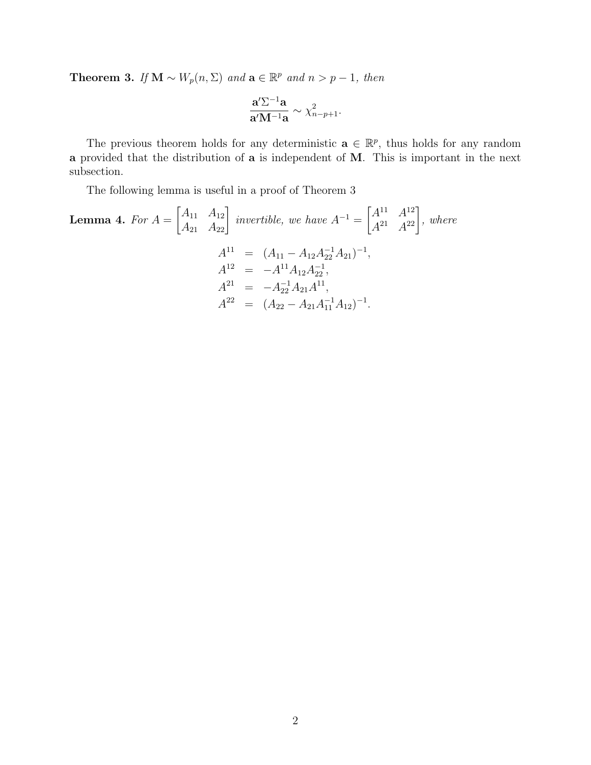**Theorem 3.** *If $\mathbf{M} \sim W_p(n, \Sigma)$ and $\mathbf{a} \in \mathbb{R}^p$ and $n > p - 1$, then*

$$\frac{\mathbf{a}'\Sigma^{-1}\mathbf{a}}{\mathbf{a}'\mathbf{M}^{-1}\mathbf{a}} \sim \chi^2_{n-p+1}.$$

The previous theorem holds for any deterministic $\mathbf{a} \in \mathbb{R}^p$, thus holds for any random $\mathbf{a}$ provided that the distribution of $\mathbf{a}$ is independent of $\mathbf{M}$. This is important in the next subsection.

The following lemma is useful in a proof of Theorem 3

**Lemma 4.** *For $A = \begin{bmatrix} A_{11} & A_{12} \\ A_{21} & A_{22} \end{bmatrix}$ invertible, we have $A^{-1} = \begin{bmatrix} A^{11} & A^{12} \\ A^{21} & A^{22} \end{bmatrix}$, where*

$$\begin{aligned}
A^{11} &= (A_{11} - A_{12}A_{22}^{-1}A_{21})^{-1}, \\
A^{12} &= -A^{11}A_{12}A_{22}^{-1}, \\
A^{21} &= -A_{22}^{-1}A_{21}A^{11}, \\
A^{22} &= (A_{22} - A_{21}A_{11}^{-1}A_{12})^{-1}.
\end{aligned}$$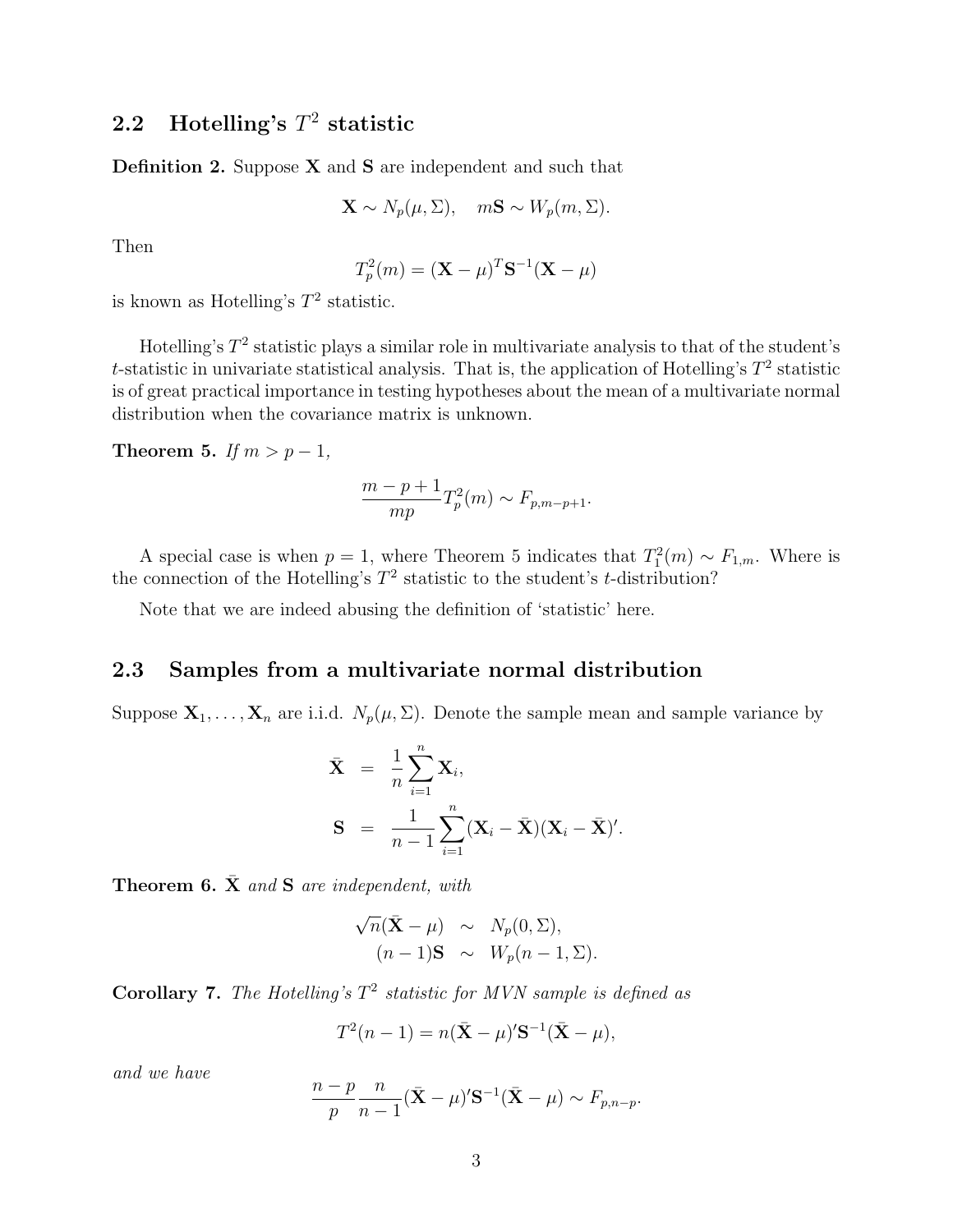### 2.2 Hotelling's $T^2$ statistic

**Definition 2.** Suppose $\mathbf{X}$ and $\mathbf{S}$ are independent and such that

$$\mathbf{X} \sim N_p(\mu, \Sigma), \quad m\mathbf{S} \sim W_p(m, \Sigma).$$

Then

$$T_p^2(m) = (\mathbf{X} - \mu)^T \mathbf{S}^{-1} (\mathbf{X} - \mu)$$

is known as Hotelling's $T^2$ statistic.

Hotelling's $T^2$ statistic plays a similar role in multivariate analysis to that of the student's $t$-statistic in univariate statistical analysis. That is, the application of Hotelling's $T^2$ statistic is of great practical importance in testing hypotheses about the mean of a multivariate normal distribution when the covariance matrix is unknown.

**Theorem 5.** *If $m > p - 1$,*

$$\frac{m - p + 1}{mp} T_p^2(m) \sim F_{p, m-p+1}.$$

A special case is when $p = 1$, where Theorem 5 indicates that $T_1^2(m) \sim F_{1,m}$. Where is the connection of the Hotelling's $T^2$ statistic to the student's $t$-distribution?

Note that we are indeed abusing the definition of 'statistic' here.

### 2.3 Samples from a multivariate normal distribution

Suppose $\mathbf{X}_1, \ldots, \mathbf{X}_n$ are i.i.d. $N_p(\mu, \Sigma)$. Denote the sample mean and sample variance by

$$\begin{aligned}
\bar{\mathbf{X}} &= \frac{1}{n} \sum_{i=1}^{n} \mathbf{X}_i, \\
\mathbf{S} &= \frac{1}{n-1} \sum_{i=1}^{n} (\mathbf{X}_i - \bar{\mathbf{X}})(\mathbf{X}_i - \bar{\mathbf{X}})'.
\end{aligned}$$

**Theorem 6.** *$\bar{\mathbf{X}}$ and $\mathbf{S}$ are independent, with*

$$\begin{aligned}
\sqrt{n}(\bar{\mathbf{X}} - \mu) &\sim N_p(0, \Sigma), \\
(n-1)\mathbf{S} &\sim W_p(n-1, \Sigma).
\end{aligned}$$

**Corollary 7.** *The Hotelling's $T^2$ statistic for MVN sample is defined as*

$$T^2(n-1) = n(\bar{\mathbf{X}} - \mu)' \mathbf{S}^{-1} (\bar{\mathbf{X}} - \mu),$$

*and we have*

$$\frac{n-p}{p} \frac{n}{n-1} (\bar{\mathbf{X}} - \mu)' \mathbf{S}^{-1} (\bar{\mathbf{X}} - \mu) \sim F_{p, n-p}.$$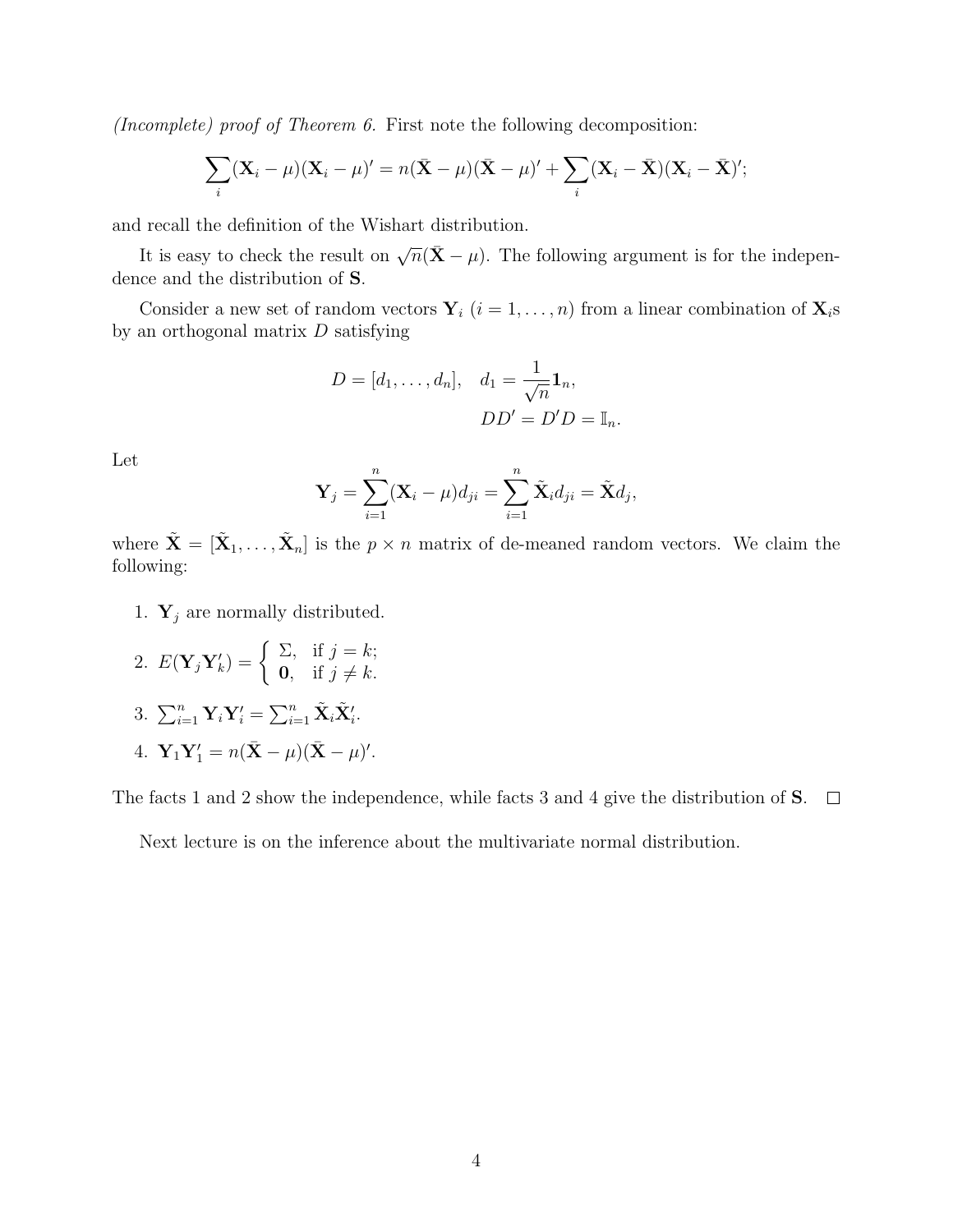*(Incomplete) proof of Theorem 6.* First note the following decomposition:

$$\sum_i (\mathbf{X}_i - \mu)(\mathbf{X}_i - \mu)' = n(\bar{\mathbf{X}} - \mu)(\bar{\mathbf{X}} - \mu)' + \sum_i (\mathbf{X}_i - \bar{\mathbf{X}})(\mathbf{X}_i - \bar{\mathbf{X}})';$$

and recall the definition of the Wishart distribution.

It is easy to check the result on $\sqrt{n}(\bar{\mathbf{X}} - \mu)$. The following argument is for the independence and the distribution of $\mathbf{S}$.

Consider a new set of random vectors $\mathbf{Y}_i$ $(i = 1, \ldots, n)$ from a linear combination of $\mathbf{X}_i$s by an orthogonal matrix $D$ satisfying

$$D = [d_1, \ldots, d_n], \quad d_1 = \frac{1}{\sqrt{n}}\mathbf{1}_n,$$
$$DD' = D'D = \mathbb{I}_n.$$

Let

$$\mathbf{Y}_j = \sum_{i=1}^n (\mathbf{X}_i - \mu) d_{ji} = \sum_{i=1}^n \tilde{\mathbf{X}}_i d_{ji} = \tilde{\mathbf{X}} d_j,$$

where $\tilde{\mathbf{X}} = [\tilde{\mathbf{X}}_1, \ldots, \tilde{\mathbf{X}}_n]$ is the $p \times n$ matrix of de-meaned random vectors. We claim the following:

1. $\mathbf{Y}_j$ are normally distributed.
2. $E(\mathbf{Y}_j \mathbf{Y}_k') = \begin{cases} \Sigma, & \text{if } j = k; \\ \mathbf{0}, & \text{if } j \neq k. \end{cases}$
3. $\sum_{i=1}^n \mathbf{Y}_i \mathbf{Y}_i' = \sum_{i=1}^n \tilde{\mathbf{X}}_i \tilde{\mathbf{X}}_i'$.
4. $\mathbf{Y}_1 \mathbf{Y}_1' = n(\bar{\mathbf{X}} - \mu)(\bar{\mathbf{X}} - \mu)'$.

The facts 1 and 2 show the independence, while facts 3 and 4 give the distribution of $\mathbf{S}$. □

Next lecture is on the inference about the multivariate normal distribution.